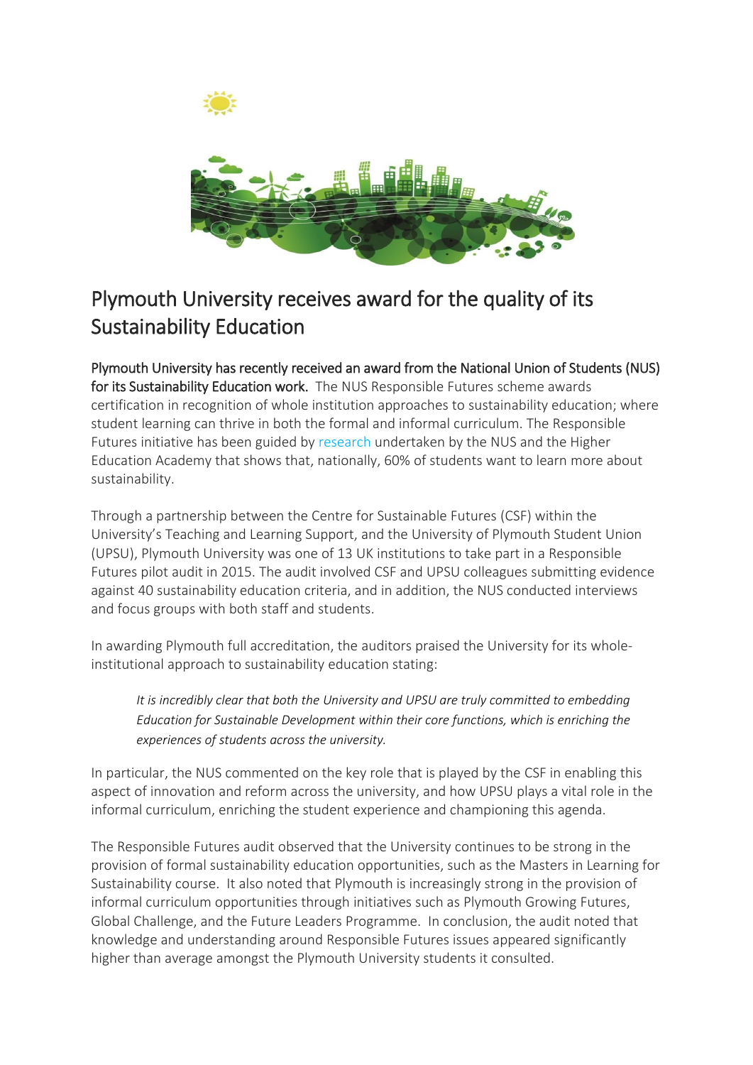# Plymouth University receives award for the quality of its Sustainability Education

**Plymouth University has recently received an award from the National Union of Students (NUS) for its Sustainability Education work.** The NUS Responsible Futures scheme awards certification in recognition of whole institution approaches to sustainability education; where student learning can thrive in both the formal and informal curriculum. The Responsible Futures initiative has been guided by research undertaken by the NUS and the Higher Education Academy that shows that, nationally, 60% of students want to learn more about sustainability.

Through a partnership between the Centre for Sustainable Futures (CSF) within the University's Teaching and Learning Support, and the University of Plymouth Student Union (UPSU), Plymouth University was one of 13 UK institutions to take part in a Responsible Futures pilot audit in 2015. The audit involved CSF and UPSU colleagues submitting evidence against 40 sustainability education criteria, and in addition, the NUS conducted interviews and focus groups with both staff and students.

In awarding Plymouth full accreditation, the auditors praised the University for its whole-institutional approach to sustainability education stating:

> *It is incredibly clear that both the University and UPSU are truly committed to embedding Education for Sustainable Development within their core functions, which is enriching the experiences of students across the university.*

In particular, the NUS commented on the key role that is played by the CSF in enabling this aspect of innovation and reform across the university, and how UPSU plays a vital role in the informal curriculum, enriching the student experience and championing this agenda.

The Responsible Futures audit observed that the University continues to be strong in the provision of formal sustainability education opportunities, such as the Masters in Learning for Sustainability course. It also noted that Plymouth is increasingly strong in the provision of informal curriculum opportunities through initiatives such as Plymouth Growing Futures, Global Challenge, and the Future Leaders Programme. In conclusion, the audit noted that knowledge and understanding around Responsible Futures issues appeared significantly higher than average amongst the Plymouth University students it consulted.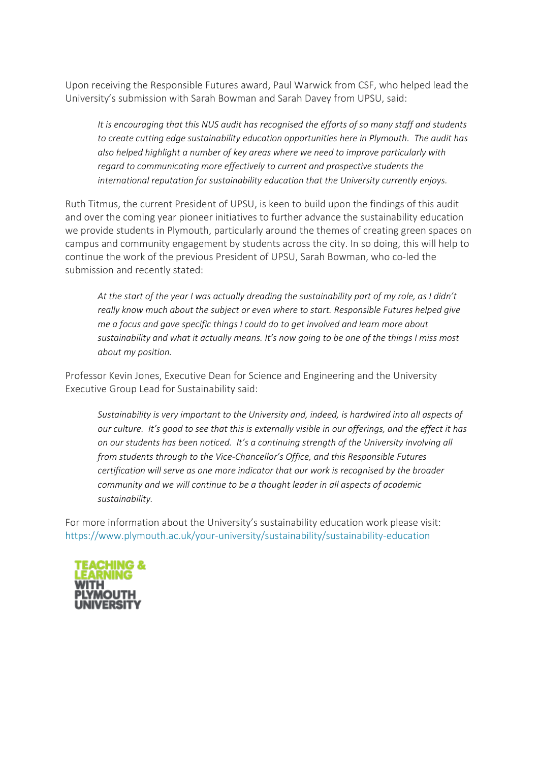Upon receiving the Responsible Futures award, Paul Warwick from CSF, who helped lead the University's submission with Sarah Bowman and Sarah Davey from UPSU, said:

> *It is encouraging that this NUS audit has recognised the efforts of so many staff and students to create cutting edge sustainability education opportunities here in Plymouth. The audit has also helped highlight a number of key areas where we need to improve particularly with regard to communicating more effectively to current and prospective students the international reputation for sustainability education that the University currently enjoys.*

Ruth Titmus, the current President of UPSU, is keen to build upon the findings of this audit and over the coming year pioneer initiatives to further advance the sustainability education we provide students in Plymouth, particularly around the themes of creating green spaces on campus and community engagement by students across the city. In so doing, this will help to continue the work of the previous President of UPSU, Sarah Bowman, who co-led the submission and recently stated:

> *At the start of the year I was actually dreading the sustainability part of my role, as I didn't really know much about the subject or even where to start. Responsible Futures helped give me a focus and gave specific things I could do to get involved and learn more about sustainability and what it actually means. It's now going to be one of the things I miss most about my position.*

Professor Kevin Jones, Executive Dean for Science and Engineering and the University Executive Group Lead for Sustainability said:

> *Sustainability is very important to the University and, indeed, is hardwired into all aspects of our culture. It's good to see that this is externally visible in our offerings, and the effect it has on our students has been noticed. It's a continuing strength of the University involving all from students through to the Vice-Chancellor's Office, and this Responsible Futures certification will serve as one more indicator that our work is recognised by the broader community and we will continue to be a thought leader in all aspects of academic sustainability.*

For more information about the University's sustainability education work please visit: https://www.plymouth.ac.uk/your-university/sustainability/sustainability-education

TEACHING & LEARNING WITH PLYMOUTH UNIVERSITY